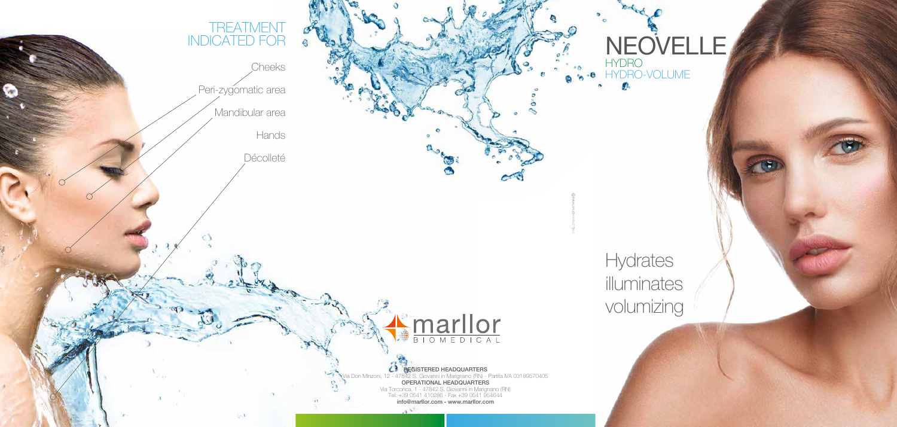## TREATMENT INDICATED FOR

- Cheeks
- Peri-zygomatic area
- Mandibular area
- Hands
- Décolleté

# NEOVELLE

HYDRO

HYDRO-VOLUME

Hydrates
illuminates
volumizing

marllor
BIOMEDICAL

**REGISTERED HEADQUARTERS**
Via Don Minzoni, 12 - 47842 S. Giovanni in Marignano (RN) - Partita IVA 03189570405
**OPERATIONAL HEADQUARTERS**
Via Torconca, 1 - 47842 S. Giovanni in Marignano (RN)
Tel. +39 0541 410286 - Fax +39 0541 954644
**info@marllor.com - www.marllor.com**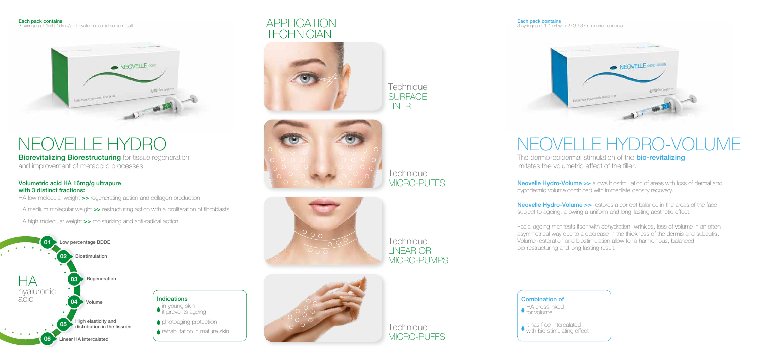**Each pack contains**
3 syringes of 1ml | 16mg/g of hyaluronic acid sodium salt

# NEOVELLE HYDRO

**Biorevitalizing Biorestructuring** for tissue regeneration and improvement of metabolic processes

**Volumetric acid HA 16mg/g ultrapure with 3 distinct fractions:**

HA low molecular weight >> regenerating action and collagen production

HA medium molecular weight >> restructuring action with a proliferation of fibroblasts

HA high molecular weight >> moisturizing and anti-radical action

HA
hyaluronic acid

01 Low percentage BDDE
02 Biostimulation
03 Regeneration
04 Volume
05 High elasticity and distribution in the tissues
06 Linear HA intercalated

**Indications**

- in young skin it prevents ageing
- photoaging protection
- rehabilitation in mature skin

# APPLICATION TECHNICIAN

Technique SURFACE LINER

Technique MICRO-PUFFS

Technique LINEAR OR MICRO-PUMPS

Technique MICRO-PUFFS

**Each pack contains**
3 syringes of 1.1 ml with 27G / 37 mm microcannula

# NEOVELLE HYDRO-VOLUME

The dermo-epidermal stimulation of the **bio-revitalizing**, imitates the volumetric effect of the filler.

**Neovelle Hydro-Volume >>** allows biostimulation of areas with loss of dermal and hypodermic volume combined with immediate density recovery.

**Neovelle Hydro-Volume >>** restores a correct balance in the areas of the face subject to ageing, allowing a uniform and long-lasting aesthetic effect.

Facial ageing manifests itself with dehydration, wrinkles, loss of volume in an often asymmetrical way due to a decrease in the thickness of the dermis and subcutis. Volume restoration and biostimulation allow for a harmonious, balanced, bio-restructuring and long-lasting result.

**Combination of**

- HA crosslinked for volume
- It has free intercalated with bio stimulating effect